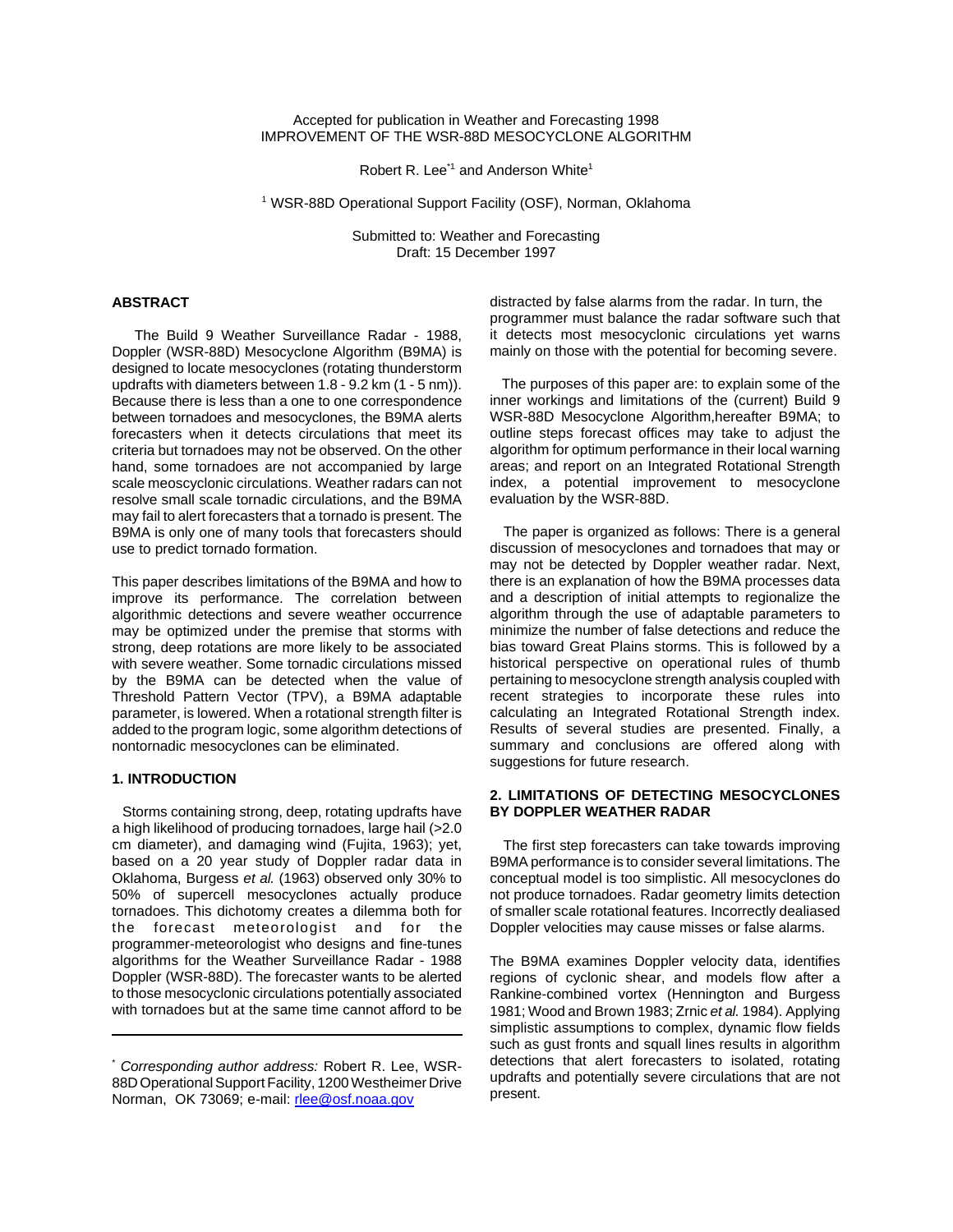Accepted for publication in Weather and Forecasting 1998
IMPROVEMENT OF THE WSR-88D MESOCYCLONE ALGORITHM

Robert R. Lee[*1] and Anderson White[1]

[1] WSR-88D Operational Support Facility (OSF), Norman, Oklahoma

Submitted to: Weather and Forecasting
Draft: 15 December 1997

## ABSTRACT

The Build 9 Weather Surveillance Radar - 1988, Doppler (WSR-88D) Mesocyclone Algorithm (B9MA) is designed to locate mesocyclones (rotating thunderstorm updrafts with diameters between 1.8 - 9.2 km (1 - 5 nm)). Because there is less than a one to one correspondence between tornadoes and mesocyclones, the B9MA alerts forecasters when it detects circulations that meet its criteria but tornadoes may not be observed. On the other hand, some tornadoes are not accompanied by large scale meoscyclonic circulations. Weather radars can not resolve small scale tornadic circulations, and the B9MA may fail to alert forecasters that a tornado is present. The B9MA is only one of many tools that forecasters should use to predict tornado formation.

This paper describes limitations of the B9MA and how to improve its performance. The correlation between algorithmic detections and severe weather occurrence may be optimized under the premise that storms with strong, deep rotations are more likely to be associated with severe weather. Some tornadic circulations missed by the B9MA can be detected when the value of Threshold Pattern Vector (TPV), a B9MA adaptable parameter, is lowered. When a rotational strength filter is added to the program logic, some algorithm detections of nontornadic mesocyclones can be eliminated.

## 1. INTRODUCTION

Storms containing strong, deep, rotating updrafts have a high likelihood of producing tornadoes, large hail (>2.0 cm diameter), and damaging wind (Fujita, 1963); yet, based on a 20 year study of Doppler radar data in Oklahoma, Burgess *et al.* (1963) observed only 30% to 50% of supercell mesocyclones actually produce tornadoes. This dichotomy creates a dilemma both for the forecast meteorologist and for the programmer-meteorologist who designs and fine-tunes algorithms for the Weather Surveillance Radar - 1988 Doppler (WSR-88D). The forecaster wants to be alerted to those mesocyclonic circulations potentially associated with tornadoes but at the same time cannot afford to be distracted by false alarms from the radar. In turn, the programmer must balance the radar software such that it detects most mesocyclonic circulations yet warns mainly on those with the potential for becoming severe.

The purposes of this paper are: to explain some of the inner workings and limitations of the (current) Build 9 WSR-88D Mesocyclone Algorithm,hereafter B9MA; to outline steps forecast offices may take to adjust the algorithm for optimum performance in their local warning areas; and report on an Integrated Rotational Strength index, a potential improvement to mesocyclone evaluation by the WSR-88D.

The paper is organized as follows: There is a general discussion of mesocyclones and tornadoes that may or may not be detected by Doppler weather radar. Next, there is an explanation of how the B9MA processes data and a description of initial attempts to regionalize the algorithm through the use of adaptable parameters to minimize the number of false detections and reduce the bias toward Great Plains storms. This is followed by a historical perspective on operational rules of thumb pertaining to mesocyclone strength analysis coupled with recent strategies to incorporate these rules into calculating an Integrated Rotational Strength index. Results of several studies are presented. Finally, a summary and conclusions are offered along with suggestions for future research.

## 2. LIMITATIONS OF DETECTING MESOCYCLONES BY DOPPLER WEATHER RADAR

The first step forecasters can take towards improving B9MA performance is to consider several limitations. The conceptual model is too simplistic. All mesocyclones do not produce tornadoes. Radar geometry limits detection of smaller scale rotational features. Incorrectly dealiased Doppler velocities may cause misses or false alarms.

The B9MA examines Doppler velocity data, identifies regions of cyclonic shear, and models flow after a Rankine-combined vortex (Hennington and Burgess 1981; Wood and Brown 1983; Zrnic *et al.* 1984). Applying simplistic assumptions to complex, dynamic flow fields such as gust fronts and squall lines results in algorithm detections that alert forecasters to isolated, rotating updrafts and potentially severe circulations that are not present.

---

[*] *Corresponding author address:* Robert R. Lee, WSR-88D Operational Support Facility, 1200 Westheimer Drive Norman, OK 73069; e-mail: rlee@osf.noaa.gov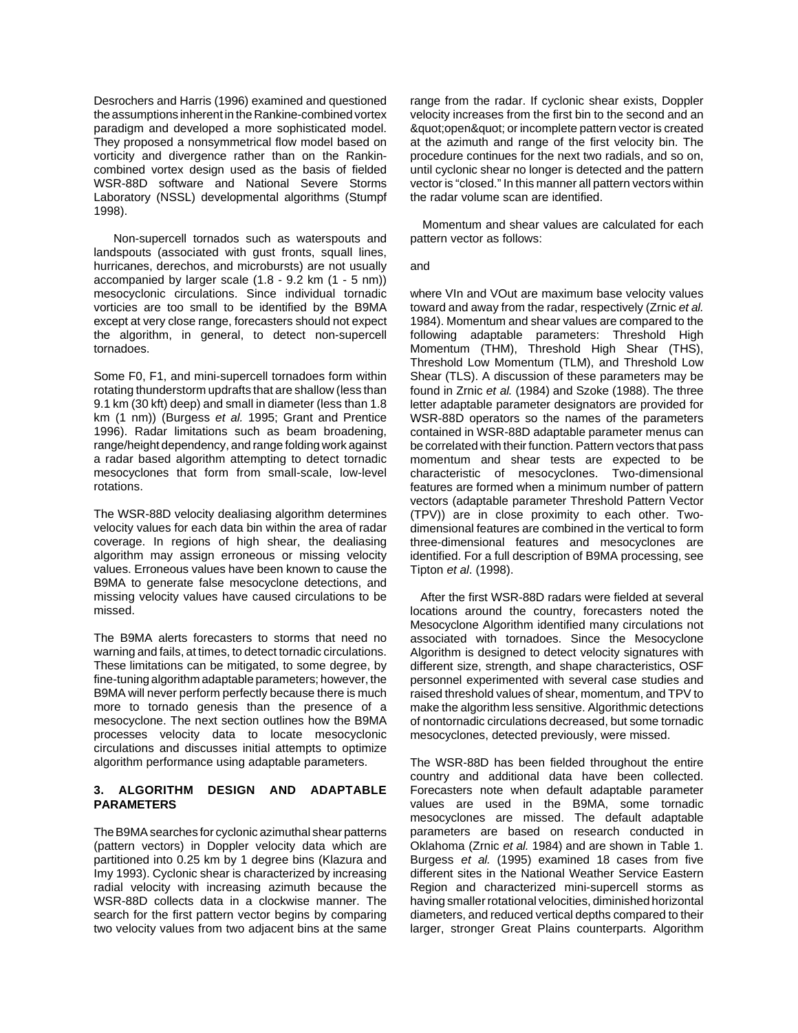Desrochers and Harris (1996) examined and questioned the assumptions inherent in the Rankine-combined vortex paradigm and developed a more sophisticated model. They proposed a nonsymmetrical flow model based on vorticity and divergence rather than on the Rankin-combined vortex design used as the basis of fielded WSR-88D software and National Severe Storms Laboratory (NSSL) developmental algorithms (Stumpf 1998).

Non-supercell tornados such as waterspouts and landspouts (associated with gust fronts, squall lines, hurricanes, derechos, and microbursts) are not usually accompanied by larger scale (1.8 - 9.2 km (1 - 5 nm)) mesocyclonic circulations. Since individual tornadic vorticies are too small to be identified by the B9MA except at very close range, forecasters should not expect the algorithm, in general, to detect non-supercell tornadoes.

Some F0, F1, and mini-supercell tornadoes form within rotating thunderstorm updrafts that are shallow (less than 9.1 km (30 kft) deep) and small in diameter (less than 1.8 km (1 nm)) (Burgess *et al.* 1995; Grant and Prentice 1996). Radar limitations such as beam broadening, range/height dependency, and range folding work against a radar based algorithm attempting to detect tornadic mesocyclones that form from small-scale, low-level rotations.

The WSR-88D velocity dealiasing algorithm determines velocity values for each data bin within the area of radar coverage. In regions of high shear, the dealiasing algorithm may assign erroneous or missing velocity values. Erroneous values have been known to cause the B9MA to generate false mesocyclone detections, and missing velocity values have caused circulations to be missed.

The B9MA alerts forecasters to storms that need no warning and fails, at times, to detect tornadic circulations. These limitations can be mitigated, to some degree, by fine-tuning algorithm adaptable parameters; however, the B9MA will never perform perfectly because there is much more to tornado genesis than the presence of a mesocyclone. The next section outlines how the B9MA processes velocity data to locate mesocyclonic circulations and discusses initial attempts to optimize algorithm performance using adaptable parameters.

### 3. ALGORITHM DESIGN AND ADAPTABLE PARAMETERS

The B9MA searches for cyclonic azimuthal shear patterns (pattern vectors) in Doppler velocity data which are partitioned into 0.25 km by 1 degree bins (Klazura and Imy 1993). Cyclonic shear is characterized by increasing radial velocity with increasing azimuth because the WSR-88D collects data in a clockwise manner. The search for the first pattern vector begins by comparing two velocity values from two adjacent bins at the same range from the radar. If cyclonic shear exists, Doppler velocity increases from the first bin to the second and an &quot;open&quot; or incomplete pattern vector is created at the azimuth and range of the first velocity bin. The procedure continues for the next two radials, and so on, until cyclonic shear no longer is detected and the pattern vector is "closed." In this manner all pattern vectors within the radar volume scan are identified.

Momentum and shear values are calculated for each pattern vector as follows:

and

where VIn and VOut are maximum base velocity values toward and away from the radar, respectively (Zrnic *et al.* 1984). Momentum and shear values are compared to the following adaptable parameters: Threshold High Momentum (THM), Threshold High Shear (THS), Threshold Low Momentum (TLM), and Threshold Low Shear (TLS). A discussion of these parameters may be found in Zrnic *et al.* (1984) and Szoke (1988). The three letter adaptable parameter designators are provided for WSR-88D operators so the names of the parameters contained in WSR-88D adaptable parameter menus can be correlated with their function. Pattern vectors that pass momentum and shear tests are expected to be characteristic of mesocyclones. Two-dimensional features are formed when a minimum number of pattern vectors (adaptable parameter Threshold Pattern Vector (TPV)) are in close proximity to each other. Two-dimensional features are combined in the vertical to form three-dimensional features and mesocyclones are identified. For a full description of B9MA processing, see Tipton *et al*. (1998).

After the first WSR-88D radars were fielded at several locations around the country, forecasters noted the Mesocyclone Algorithm identified many circulations not associated with tornadoes. Since the Mesocyclone Algorithm is designed to detect velocity signatures with different size, strength, and shape characteristics, OSF personnel experimented with several case studies and raised threshold values of shear, momentum, and TPV to make the algorithm less sensitive. Algorithmic detections of nontornadic circulations decreased, but some tornadic mesocyclones, detected previously, were missed.

The WSR-88D has been fielded throughout the entire country and additional data have been collected. Forecasters note when default adaptable parameter values are used in the B9MA, some tornadic mesocyclones are missed. The default adaptable parameters are based on research conducted in Oklahoma (Zrnic *et al.* 1984) and are shown in Table 1. Burgess *et al.* (1995) examined 18 cases from five different sites in the National Weather Service Eastern Region and characterized mini-supercell storms as having smaller rotational velocities, diminished horizontal diameters, and reduced vertical depths compared to their larger, stronger Great Plains counterparts. Algorithm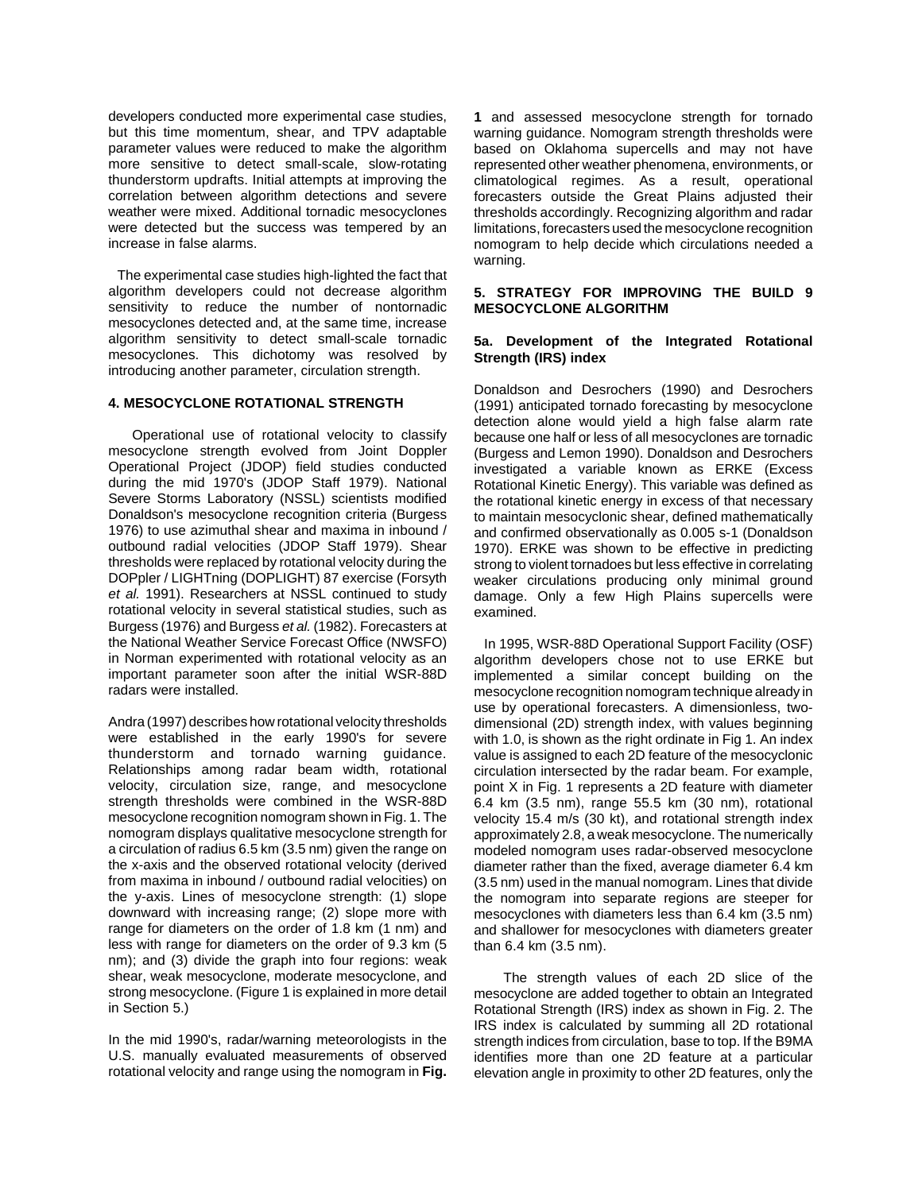developers conducted more experimental case studies, but this time momentum, shear, and TPV adaptable parameter values were reduced to make the algorithm more sensitive to detect small-scale, slow-rotating thunderstorm updrafts. Initial attempts at improving the correlation between algorithm detections and severe weather were mixed. Additional tornadic mesocyclones were detected but the success was tempered by an increase in false alarms.

The experimental case studies high-lighted the fact that algorithm developers could not decrease algorithm sensitivity to reduce the number of nontornadic mesocyclones detected and, at the same time, increase algorithm sensitivity to detect small-scale tornadic mesocyclones. This dichotomy was resolved by introducing another parameter, circulation strength.

## 4. MESOCYCLONE ROTATIONAL STRENGTH

Operational use of rotational velocity to classify mesocyclone strength evolved from Joint Doppler Operational Project (JDOP) field studies conducted during the mid 1970's (JDOP Staff 1979). National Severe Storms Laboratory (NSSL) scientists modified Donaldson's mesocyclone recognition criteria (Burgess 1976) to use azimuthal shear and maxima in inbound / outbound radial velocities (JDOP Staff 1979). Shear thresholds were replaced by rotational velocity during the DOPpler / LIGHTning (DOPLIGHT) 87 exercise (Forsyth *et al.* 1991). Researchers at NSSL continued to study rotational velocity in several statistical studies, such as Burgess (1976) and Burgess *et al.* (1982). Forecasters at the National Weather Service Forecast Office (NWSFO) in Norman experimented with rotational velocity as an important parameter soon after the initial WSR-88D radars were installed.

Andra (1997) describes how rotational velocity thresholds were established in the early 1990's for severe thunderstorm and tornado warning guidance. Relationships among radar beam width, rotational velocity, circulation size, range, and mesocyclone strength thresholds were combined in the WSR-88D mesocyclone recognition nomogram shown in Fig. 1. The nomogram displays qualitative mesocyclone strength for a circulation of radius 6.5 km (3.5 nm) given the range on the x-axis and the observed rotational velocity (derived from maxima in inbound / outbound radial velocities) on the y-axis. Lines of mesocyclone strength: (1) slope downward with increasing range; (2) slope more with range for diameters on the order of 1.8 km (1 nm) and less with range for diameters on the order of 9.3 km (5 nm); and (3) divide the graph into four regions: weak shear, weak mesocyclone, moderate mesocyclone, and strong mesocyclone. (Figure 1 is explained in more detail in Section 5.)

In the mid 1990's, radar/warning meteorologists in the U.S. manually evaluated measurements of observed rotational velocity and range using the nomogram in **Fig. 1** and assessed mesocyclone strength for tornado warning guidance. Nomogram strength thresholds were based on Oklahoma supercells and may not have represented other weather phenomena, environments, or climatological regimes. As a result, operational forecasters outside the Great Plains adjusted their thresholds accordingly. Recognizing algorithm and radar limitations, forecasters used the mesocyclone recognition nomogram to help decide which circulations needed a warning.

## 5. STRATEGY FOR IMPROVING THE BUILD 9 MESOCYCLONE ALGORITHM

### 5a. Development of the Integrated Rotational Strength (IRS) index

Donaldson and Desrochers (1990) and Desrochers (1991) anticipated tornado forecasting by mesocyclone detection alone would yield a high false alarm rate because one half or less of all mesocyclones are tornadic (Burgess and Lemon 1990). Donaldson and Desrochers investigated a variable known as ERKE (Excess Rotational Kinetic Energy). This variable was defined as the rotational kinetic energy in excess of that necessary to maintain mesocyclonic shear, defined mathematically and confirmed observationally as 0.005 $s^{-1}$ (Donaldson 1970). ERKE was shown to be effective in predicting strong to violent tornadoes but less effective in correlating weaker circulations producing only minimal ground damage. Only a few High Plains supercells were examined.

In 1995, WSR-88D Operational Support Facility (OSF) algorithm developers chose not to use ERKE but implemented a similar concept building on the mesocyclone recognition nomogram technique already in use by operational forecasters. A dimensionless, two-dimensional (2D) strength index, with values beginning with 1.0, is shown as the right ordinate in Fig 1. An index value is assigned to each 2D feature of the mesocyclonic circulation intersected by the radar beam. For example, point X in Fig. 1 represents a 2D feature with diameter 6.4 km (3.5 nm), range 55.5 km (30 nm), rotational velocity 15.4 m/s (30 kt), and rotational strength index approximately 2.8, a weak mesocyclone. The numerically modeled nomogram uses radar-observed mesocyclone diameter rather than the fixed, average diameter 6.4 km (3.5 nm) used in the manual nomogram. Lines that divide the nomogram into separate regions are steeper for mesocyclones with diameters less than 6.4 km (3.5 nm) and shallower for mesocyclones with diameters greater than 6.4 km (3.5 nm).

The strength values of each 2D slice of the mesocyclone are added together to obtain an Integrated Rotational Strength (IRS) index as shown in Fig. 2. The IRS index is calculated by summing all 2D rotational strength indices from circulation, base to top. If the B9MA identifies more than one 2D feature at a particular elevation angle in proximity to other 2D features, only the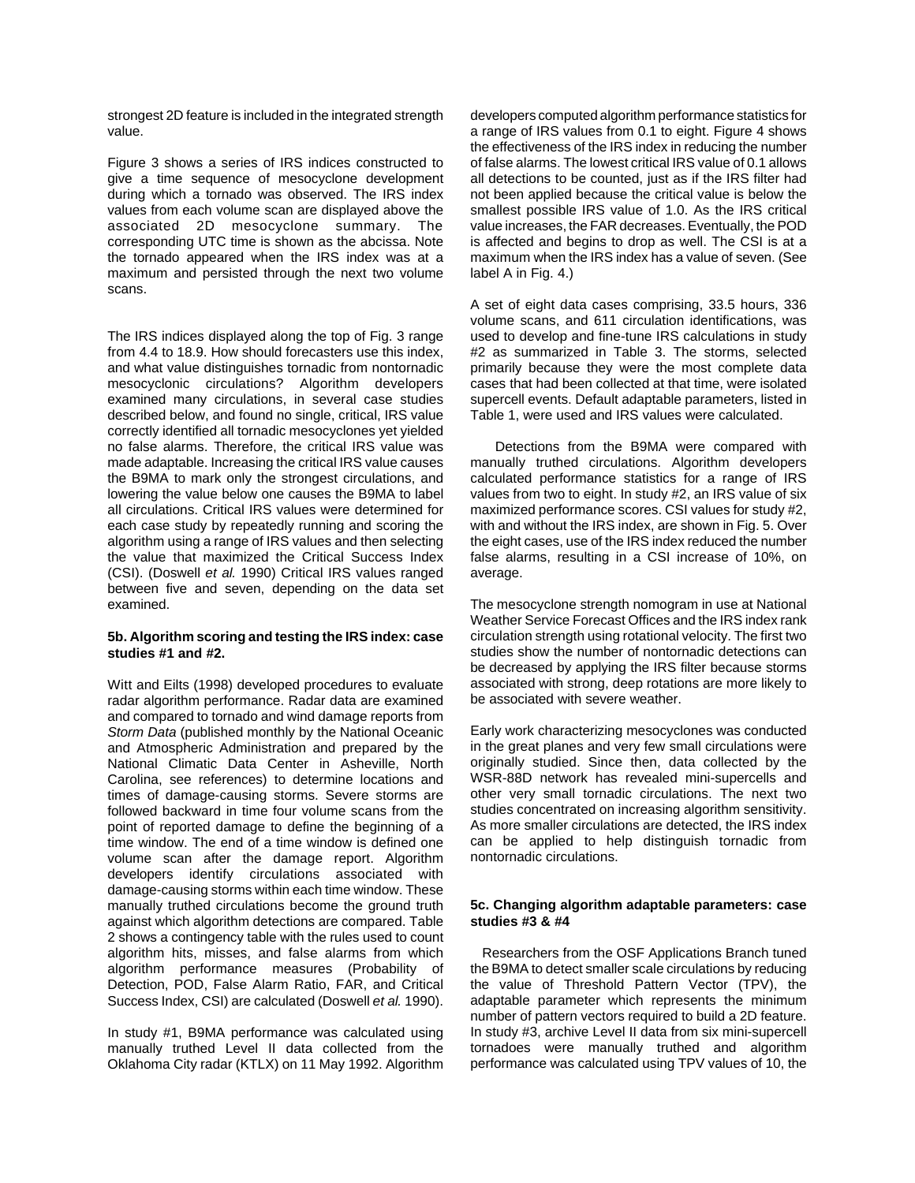strongest 2D feature is included in the integrated strength value.

Figure 3 shows a series of IRS indices constructed to give a time sequence of mesocyclone development during which a tornado was observed. The IRS index values from each volume scan are displayed above the associated 2D mesocyclone summary. The corresponding UTC time is shown as the abcissa. Note the tornado appeared when the IRS index was at a maximum and persisted through the next two volume scans.

The IRS indices displayed along the top of Fig. 3 range from 4.4 to 18.9. How should forecasters use this index, and what value distinguishes tornadic from nontornadic mesocyclonic circulations? Algorithm developers examined many circulations, in several case studies described below, and found no single, critical, IRS value correctly identified all tornadic mesocyclones yet yielded no false alarms. Therefore, the critical IRS value was made adaptable. Increasing the critical IRS value causes the B9MA to mark only the strongest circulations, and lowering the value below one causes the B9MA to label all circulations. Critical IRS values were determined for each case study by repeatedly running and scoring the algorithm using a range of IRS values and then selecting the value that maximized the Critical Success Index (CSI). (Doswell *et al.* 1990) Critical IRS values ranged between five and seven, depending on the data set examined.

**5b. Algorithm scoring and testing the IRS index: case studies #1 and #2.**

Witt and Eilts (1998) developed procedures to evaluate radar algorithm performance. Radar data are examined and compared to tornado and wind damage reports from *Storm Data* (published monthly by the National Oceanic and Atmospheric Administration and prepared by the National Climatic Data Center in Asheville, North Carolina, see references) to determine locations and times of damage-causing storms. Severe storms are followed backward in time four volume scans from the point of reported damage to define the beginning of a time window. The end of a time window is defined one volume scan after the damage report. Algorithm developers identify circulations associated with damage-causing storms within each time window. These manually truthed circulations become the ground truth against which algorithm detections are compared. Table 2 shows a contingency table with the rules used to count algorithm hits, misses, and false alarms from which algorithm performance measures (Probability of Detection, POD, False Alarm Ratio, FAR, and Critical Success Index, CSI) are calculated (Doswell *et al.* 1990).

In study #1, B9MA performance was calculated using manually truthed Level II data collected from the Oklahoma City radar (KTLX) on 11 May 1992. Algorithm developers computed algorithm performance statistics for a range of IRS values from 0.1 to eight. Figure 4 shows the effectiveness of the IRS index in reducing the number of false alarms. The lowest critical IRS value of 0.1 allows all detections to be counted, just as if the IRS filter had not been applied because the critical value is below the smallest possible IRS value of 1.0. As the IRS critical value increases, the FAR decreases. Eventually, the POD is affected and begins to drop as well. The CSI is at a maximum when the IRS index has a value of seven. (See label A in Fig. 4.)

A set of eight data cases comprising, 33.5 hours, 336 volume scans, and 611 circulation identifications, was used to develop and fine-tune IRS calculations in study #2 as summarized in Table 3. The storms, selected primarily because they were the most complete data cases that had been collected at that time, were isolated supercell events. Default adaptable parameters, listed in Table 1, were used and IRS values were calculated.

Detections from the B9MA were compared with manually truthed circulations. Algorithm developers calculated performance statistics for a range of IRS values from two to eight. In study #2, an IRS value of six maximized performance scores. CSI values for study #2, with and without the IRS index, are shown in Fig. 5. Over the eight cases, use of the IRS index reduced the number false alarms, resulting in a CSI increase of 10%, on average.

The mesocyclone strength nomogram in use at National Weather Service Forecast Offices and the IRS index rank circulation strength using rotational velocity. The first two studies show the number of nontornadic detections can be decreased by applying the IRS filter because storms associated with strong, deep rotations are more likely to be associated with severe weather.

Early work characterizing mesocyclones was conducted in the great planes and very few small circulations were originally studied. Since then, data collected by the WSR-88D network has revealed mini-supercells and other very small tornadic circulations. The next two studies concentrated on increasing algorithm sensitivity. As more smaller circulations are detected, the IRS index can be applied to help distinguish tornadic from nontornadic circulations.

**5c. Changing algorithm adaptable parameters: case studies #3 & #4**

Researchers from the OSF Applications Branch tuned the B9MA to detect smaller scale circulations by reducing the value of Threshold Pattern Vector (TPV), the adaptable parameter which represents the minimum number of pattern vectors required to build a 2D feature. In study #3, archive Level II data from six mini-supercell tornadoes were manually truthed and algorithm performance was calculated using TPV values of 10, the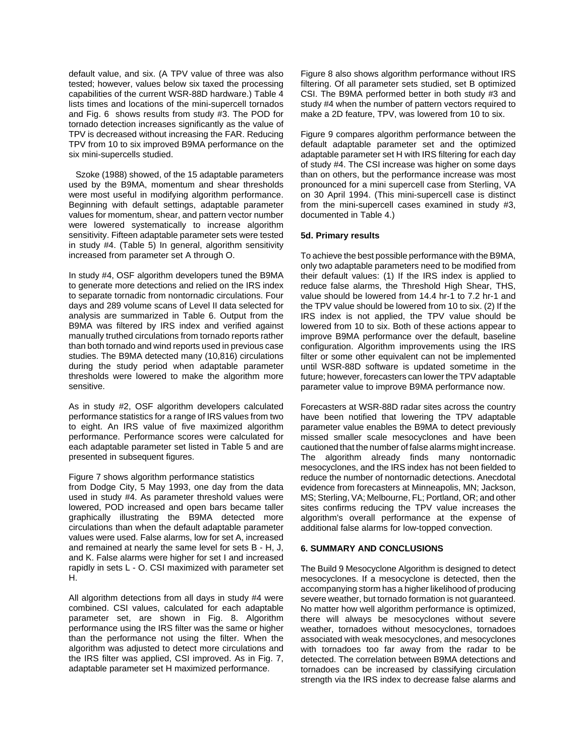default value, and six. (A TPV value of three was also tested; however, values below six taxed the processing capabilities of the current WSR-88D hardware.) Table 4 lists times and locations of the mini-supercell tornados and Fig. 6 shows results from study #3. The POD for tornado detection increases significantly as the value of TPV is decreased without increasing the FAR. Reducing TPV from 10 to six improved B9MA performance on the six mini-supercells studied.

Szoke (1988) showed, of the 15 adaptable parameters used by the B9MA, momentum and shear thresholds were most useful in modifying algorithm performance. Beginning with default settings, adaptable parameter values for momentum, shear, and pattern vector number were lowered systematically to increase algorithm sensitivity. Fifteen adaptable parameter sets were tested in study #4. (Table 5) In general, algorithm sensitivity increased from parameter set A through O.

In study #4, OSF algorithm developers tuned the B9MA to generate more detections and relied on the IRS index to separate tornadic from nontornadic circulations. Four days and 289 volume scans of Level II data selected for analysis are summarized in Table 6. Output from the B9MA was filtered by IRS index and verified against manually truthed circulations from tornado reports rather than both tornado and wind reports used in previous case studies. The B9MA detected many (10,816) circulations during the study period when adaptable parameter thresholds were lowered to make the algorithm more sensitive.

As in study #2, OSF algorithm developers calculated performance statistics for a range of IRS values from two to eight. An IRS value of five maximized algorithm performance. Performance scores were calculated for each adaptable parameter set listed in Table 5 and are presented in subsequent figures.

Figure 7 shows algorithm performance statistics from Dodge City, 5 May 1993, one day from the data used in study #4. As parameter threshold values were lowered, POD increased and open bars became taller graphically illustrating the B9MA detected more circulations than when the default adaptable parameter values were used. False alarms, low for set A, increased and remained at nearly the same level for sets B - H, J, and K. False alarms were higher for set I and increased rapidly in sets L - O. CSI maximized with parameter set H.

All algorithm detections from all days in study #4 were combined. CSI values, calculated for each adaptable parameter set, are shown in Fig. 8. Algorithm performance using the IRS filter was the same or higher than the performance not using the filter. When the algorithm was adjusted to detect more circulations and the IRS filter was applied, CSI improved. As in Fig. 7, adaptable parameter set H maximized performance.

Figure 8 also shows algorithm performance without IRS filtering. Of all parameter sets studied, set B optimized CSI. The B9MA performed better in both study #3 and study #4 when the number of pattern vectors required to make a 2D feature, TPV, was lowered from 10 to six.

Figure 9 compares algorithm performance between the default adaptable parameter set and the optimized adaptable parameter set H with IRS filtering for each day of study #4. The CSI increase was higher on some days than on others, but the performance increase was most pronounced for a mini supercell case from Sterling, VA on 30 April 1994. (This mini-supercell case is distinct from the mini-supercell cases examined in study #3, documented in Table 4.)

### 5d. Primary results

To achieve the best possible performance with the B9MA, only two adaptable parameters need to be modified from their default values: (1) If the IRS index is applied to reduce false alarms, the Threshold High Shear, THS, value should be lowered from 14.4 $hr^{-1}$ to 7.2 $hr^{-1}$ and the TPV value should be lowered from 10 to six. (2) If the IRS index is not applied, the TPV value should be lowered from 10 to six. Both of these actions appear to improve B9MA performance over the default, baseline configuration. Algorithm improvements using the IRS filter or some other equivalent can not be implemented until WSR-88D software is updated sometime in the future; however, forecasters can lower the TPV adaptable parameter value to improve B9MA performance now.

Forecasters at WSR-88D radar sites across the country have been notified that lowering the TPV adaptable parameter value enables the B9MA to detect previously missed smaller scale mesocyclones and have been cautioned that the number of false alarms might increase. The algorithm already finds many nontornadic mesocyclones, and the IRS index has not been fielded to reduce the number of nontornadic detections. Anecdotal evidence from forecasters at Minneapolis, MN; Jackson, MS; Sterling, VA; Melbourne, FL; Portland, OR; and other sites confirms reducing the TPV value increases the algorithm's overall performance at the expense of additional false alarms for low-topped convection.

## 6. SUMMARY AND CONCLUSIONS

The Build 9 Mesocyclone Algorithm is designed to detect mesocyclones. If a mesocyclone is detected, then the accompanying storm has a higher likelihood of producing severe weather, but tornado formation is not guaranteed. No matter how well algorithm performance is optimized, there will always be mesocyclones without severe weather, tornadoes without mesocyclones, tornadoes associated with weak mesocyclones, and mesocyclones with tornadoes too far away from the radar to be detected. The correlation between B9MA detections and tornadoes can be increased by classifying circulation strength via the IRS index to decrease false alarms and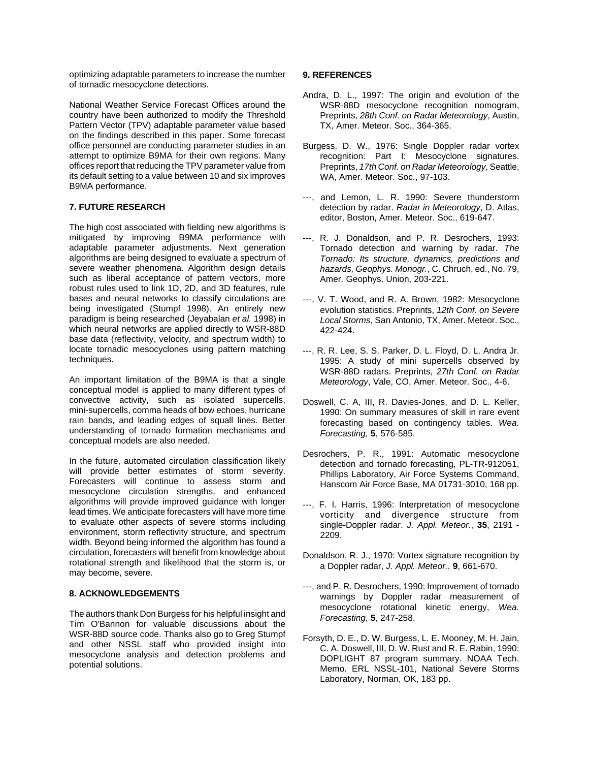optimizing adaptable parameters to increase the number of tornadic mesocyclone detections.

National Weather Service Forecast Offices around the country have been authorized to modify the Threshold Pattern Vector (TPV) adaptable parameter value based on the findings described in this paper. Some forecast office personnel are conducting parameter studies in an attempt to optimize B9MA for their own regions. Many offices report that reducing the TPV parameter value from its default setting to a value between 10 and six improves B9MA performance.

## 7. FUTURE RESEARCH

The high cost associated with fielding new algorithms is mitigated by improving B9MA performance with adaptable parameter adjustments. Next generation algorithms are being designed to evaluate a spectrum of severe weather phenomena. Algorithm design details such as liberal acceptance of pattern vectors, more robust rules used to link 1D, 2D, and 3D features, rule bases and neural networks to classify circulations are being investigated (Stumpf 1998). An entirely new paradigm is being researched (Jeyabalan *et al.* 1998) in which neural networks are applied directly to WSR-88D base data (reflectivity, velocity, and spectrum width) to locate tornadic mesocyclones using pattern matching techniques.

An important limitation of the B9MA is that a single conceptual model is applied to many different types of convective activity, such as isolated supercells, mini-supercells, comma heads of bow echoes, hurricane rain bands, and leading edges of squall lines. Better understanding of tornado formation mechanisms and conceptual models are also needed.

In the future, automated circulation classification likely will provide better estimates of storm severity. Forecasters will continue to assess storm and mesocyclone circulation strengths, and enhanced algorithms will provide improved guidance with longer lead times. We anticipate forecasters will have more time to evaluate other aspects of severe storms including environment, storm reflectivity structure, and spectrum width. Beyond being informed the algorithm has found a circulation, forecasters will benefit from knowledge about rotational strength and likelihood that the storm is, or may become, severe.

## 8. ACKNOWLEDGEMENTS

The authors thank Don Burgess for his helpful insight and Tim O'Bannon for valuable discussions about the WSR-88D source code. Thanks also go to Greg Stumpf and other NSSL staff who provided insight into mesocyclone analysis and detection problems and potential solutions.

## 9. REFERENCES

Andra, D. L., 1997: The origin and evolution of the WSR-88D mesocyclone recognition nomogram, Preprints, *28th Conf. on Radar Meteorology*, Austin, TX, Amer. Meteor. Soc., 364-365.

Burgess, D. W., 1976: Single Doppler radar vortex recognition: Part I: Mesocyclone signatures. Preprints, *17th Conf. on Radar Meteorology*, Seattle, WA, Amer. Meteor. Soc., 97-103.

---, and Lemon, L. R. 1990: Severe thunderstorm detection by radar. *Radar in Meteorology*, D. Atlas, editor, Boston, Amer. Meteor. Soc., 619-647.

---, R. J. Donaldson, and P. R. Desrochers, 1993: Tornado detection and warning by radar. *The Tornado: Its structure, dynamics, predictions and hazards, Geophys. Monogr.*, C. Chruch, ed., No. 79, Amer. Geophys. Union, 203-221.

---, V. T. Wood, and R. A. Brown, 1982: Mesocyclone evolution statistics. Preprints, *12th Conf. on Severe Local Storms*, San Antonio, TX, Amer. Meteor. Soc., 422-424.

---, R. R. Lee, S. S. Parker, D. L. Floyd, D. L. Andra Jr. 1995: A study of mini supercells observed by WSR-88D radars. Preprints, *27th Conf. on Radar Meteorology*, Vale, CO, Amer. Meteor. Soc., 4-6.

Doswell, C. A, III, R. Davies-Jones, and D. L. Keller, 1990: On summary measures of skill in rare event forecasting based on contingency tables. *Wea. Forecasting*, **5**, 576-585.

Desrochers, P. R., 1991: Automatic mesocyclone detection and tornado forecasting, PL-TR-912051, Phillips Laboratory, Air Force Systems Command, Hanscom Air Force Base, MA 01731-3010, 168 pp.

---, F. I. Harris, 1996: Interpretation of mesocyclone vorticity and divergence structure from single-Doppler radar. *J. Appl. Meteor.*, **35**, 2191 - 2209.

Donaldson, R. J., 1970: Vortex signature recognition by a Doppler radar, *J. Appl. Meteor.*, **9**, 661-670.

---, and P. R. Desrochers, 1990: Improvement of tornado warnings by Doppler radar measurement of mesocyclone rotational kinetic energy, *Wea. Forecasting*, **5**, 247-258.

Forsyth, D. E., D. W. Burgess, L. E. Mooney, M. H. Jain, C. A. Doswell, III, D. W. Rust and R. E. Rabin, 1990: DOPLIGHT 87 program summary. NOAA Tech. Memo. ERL NSSL-101, National Severe Storms Laboratory, Norman, OK, 183 pp.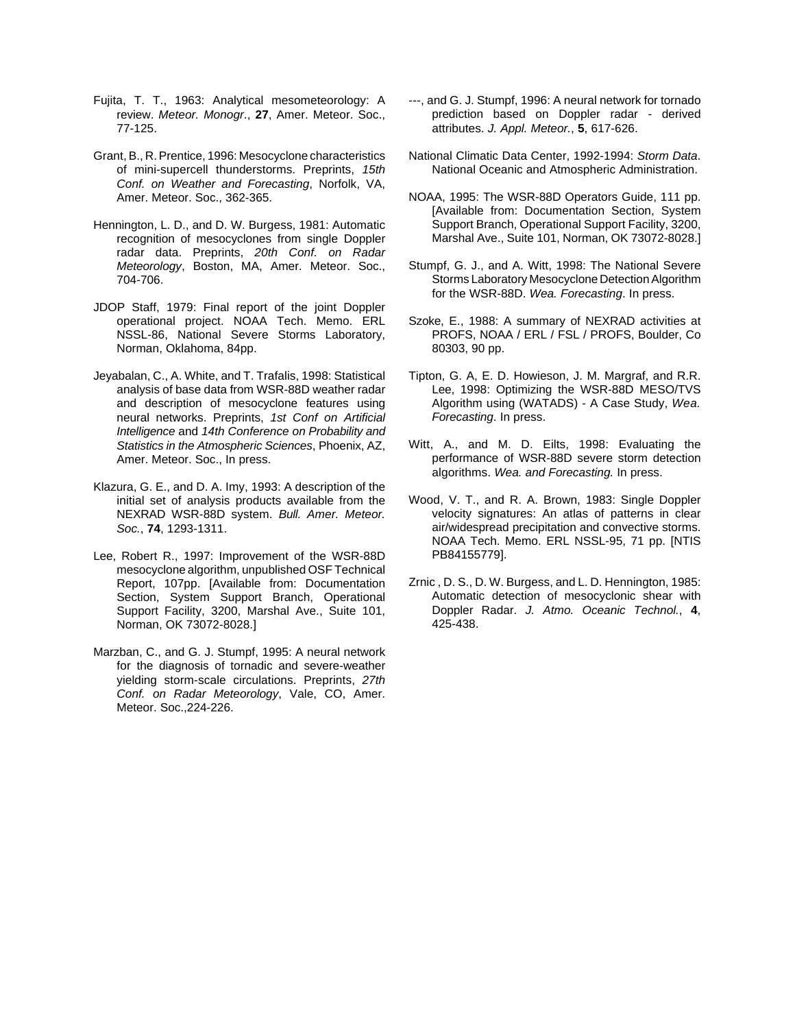Fujita, T. T., 1963: Analytical mesometeorology: A review. *Meteor. Monogr*., **27**, Amer. Meteor. Soc., 77-125.

Grant, B., R. Prentice, 1996: Mesocyclone characteristics of mini-supercell thunderstorms. Preprints, *15th Conf. on Weather and Forecasting*, Norfolk, VA, Amer. Meteor. Soc., 362-365.

Hennington, L. D., and D. W. Burgess, 1981: Automatic recognition of mesocyclones from single Doppler radar data. Preprints, *20th Conf. on Radar Meteorology*, Boston, MA, Amer. Meteor. Soc., 704-706.

JDOP Staff, 1979: Final report of the joint Doppler operational project. NOAA Tech. Memo. ERL NSSL-86, National Severe Storms Laboratory, Norman, Oklahoma, 84pp.

Jeyabalan, C., A. White, and T. Trafalis, 1998: Statistical analysis of base data from WSR-88D weather radar and description of mesocyclone features using neural networks. Preprints, *1st Conf on Artificial Intelligence* and *14th Conference on Probability and Statistics in the Atmospheric Sciences*, Phoenix, AZ, Amer. Meteor. Soc., In press.

Klazura, G. E., and D. A. Imy, 1993: A description of the initial set of analysis products available from the NEXRAD WSR-88D system. *Bull. Amer. Meteor. Soc.*, **74**, 1293-1311.

Lee, Robert R., 1997: Improvement of the WSR-88D mesocyclone algorithm, unpublished OSF Technical Report, 107pp. [Available from: Documentation Section, System Support Branch, Operational Support Facility, 3200, Marshal Ave., Suite 101, Norman, OK 73072-8028.]

Marzban, C., and G. J. Stumpf, 1995: A neural network for the diagnosis of tornadic and severe-weather yielding storm-scale circulations. Preprints, *27th Conf. on Radar Meteorology*, Vale, CO, Amer. Meteor. Soc.,224-226.

---, and G. J. Stumpf, 1996: A neural network for tornado prediction based on Doppler radar - derived attributes. *J. Appl. Meteor.*, **5**, 617-626.

National Climatic Data Center, 1992-1994: *Storm Data*. National Oceanic and Atmospheric Administration.

NOAA, 1995: The WSR-88D Operators Guide, 111 pp. [Available from: Documentation Section, System Support Branch, Operational Support Facility, 3200, Marshal Ave., Suite 101, Norman, OK 73072-8028.]

Stumpf, G. J., and A. Witt, 1998: The National Severe Storms Laboratory Mesocyclone Detection Algorithm for the WSR-88D. *Wea. Forecasting*. In press.

Szoke, E., 1988: A summary of NEXRAD activities at PROFS, NOAA / ERL / FSL / PROFS, Boulder, Co 80303, 90 pp.

Tipton, G. A, E. D. Howieson, J. M. Margraf, and R.R. Lee, 1998: Optimizing the WSR-88D MESO/TVS Algorithm using (WATADS) - A Case Study, *Wea. Forecasting*. In press.

Witt, A., and M. D. Eilts, 1998: Evaluating the performance of WSR-88D severe storm detection algorithms. *Wea. and Forecasting.* In press.

Wood, V. T., and R. A. Brown, 1983: Single Doppler velocity signatures: An atlas of patterns in clear air/widespread precipitation and convective storms. NOAA Tech. Memo. ERL NSSL-95, 71 pp. [NTIS PB84155779].

Zrnic , D. S., D. W. Burgess, and L. D. Hennington, 1985: Automatic detection of mesocyclonic shear with Doppler Radar. *J. Atmo. Oceanic Technol.*, **4**, 425-438.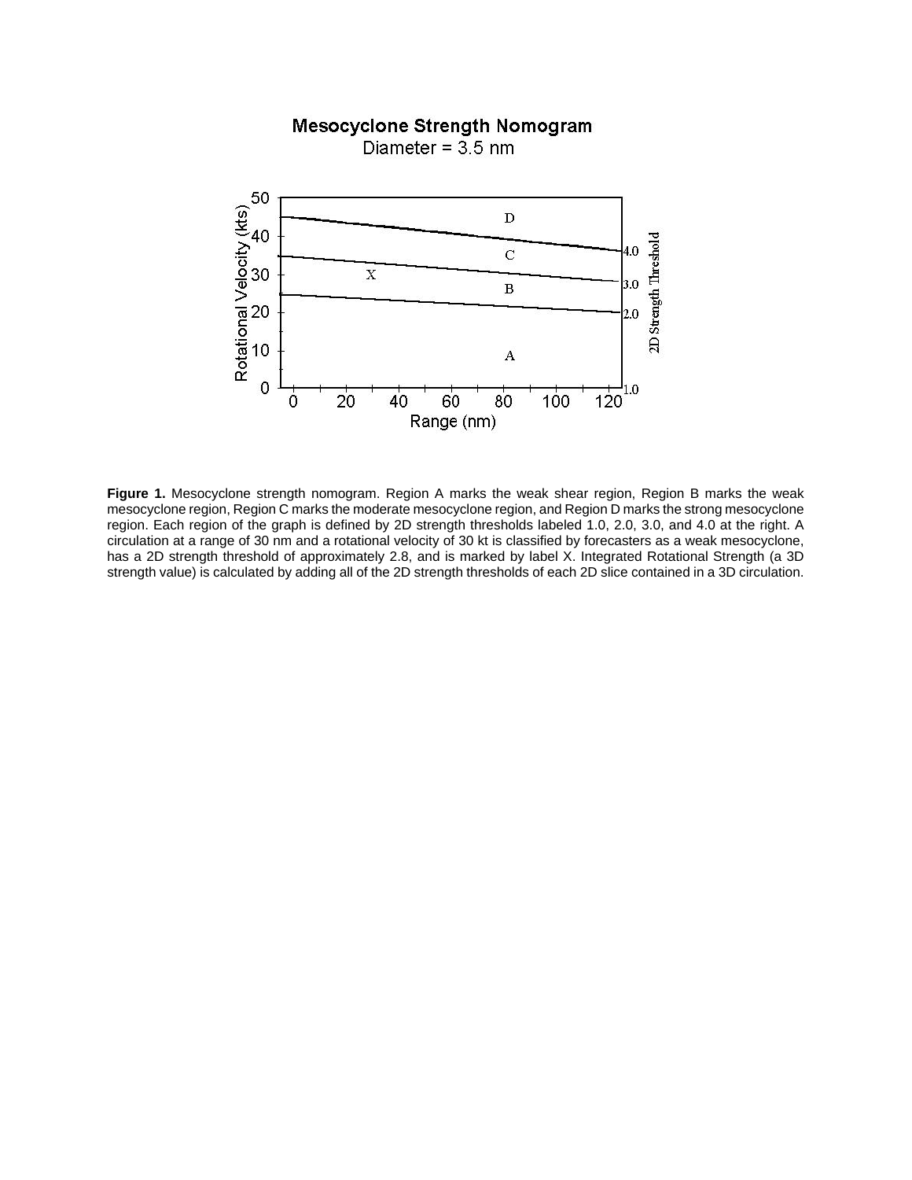**Figure 1.** Mesocyclone strength nomogram. Region A marks the weak shear region, Region B marks the weak mesocyclone region, Region C marks the moderate mesocyclone region, and Region D marks the strong mesocyclone region. Each region of the graph is defined by 2D strength thresholds labeled 1.0, 2.0, 3.0, and 4.0 at the right. A circulation at a range of 30 nm and a rotational velocity of 30 kt is classified by forecasters as a weak mesocyclone, has a 2D strength threshold of approximately 2.8, and is marked by label X. Integrated Rotational Strength (a 3D strength value) is calculated by adding all of the 2D strength thresholds of each 2D slice contained in a 3D circulation.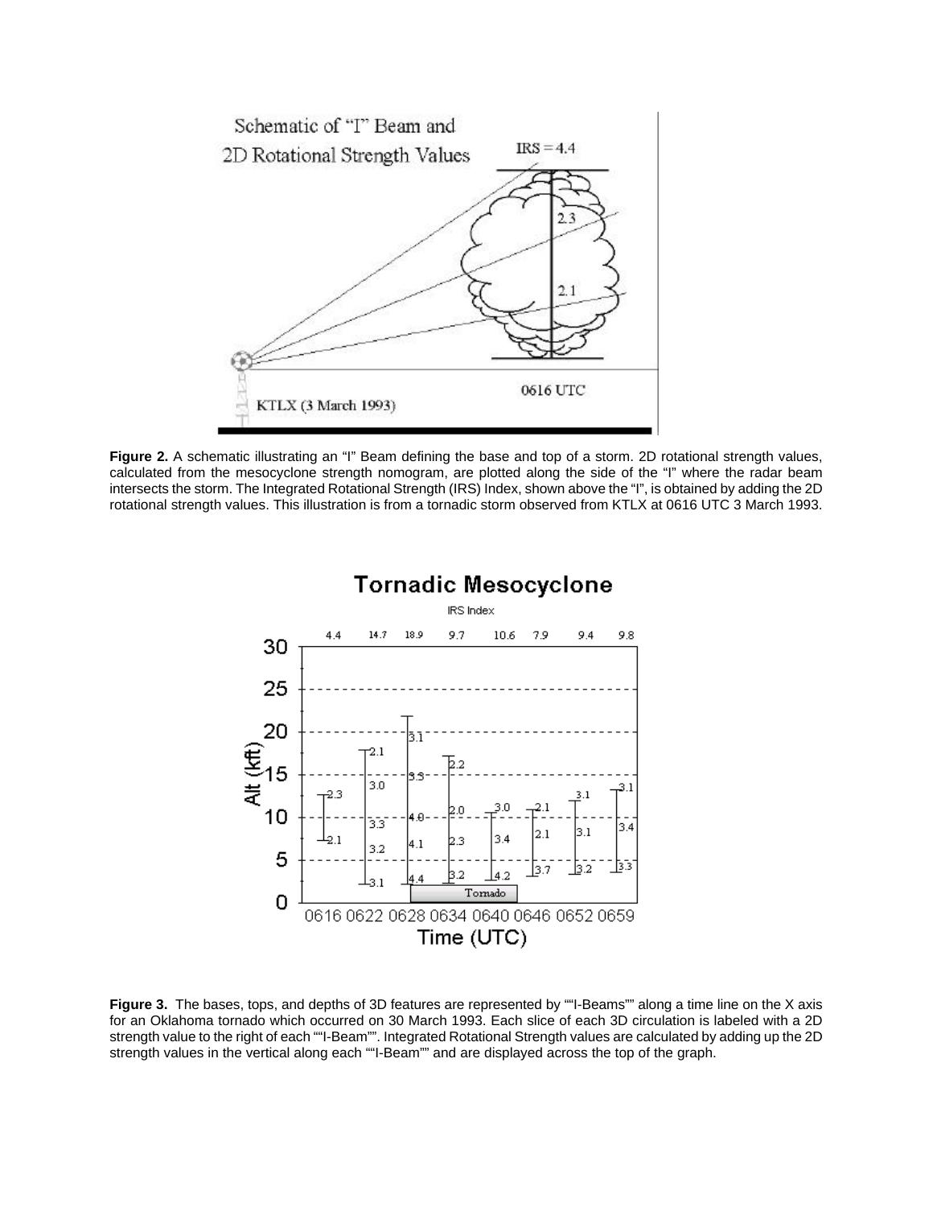**Figure 2.** A schematic illustrating an "I" Beam defining the base and top of a storm. 2D rotational strength values, calculated from the mesocyclone strength nomogram, are plotted along the side of the "I" where the radar beam intersects the storm. The Integrated Rotational Strength (IRS) Index, shown above the "I", is obtained by adding the 2D rotational strength values. This illustration is from a tornadic storm observed from KTLX at 0616 UTC 3 March 1993.

**Figure 3.** The bases, tops, and depths of 3D features are represented by ""I-Beams"" along a time line on the X axis for an Oklahoma tornado which occurred on 30 March 1993. Each slice of each 3D circulation is labeled with a 2D strength value to the right of each ""I-Beam"". Integrated Rotational Strength values are calculated by adding up the 2D strength values in the vertical along each ""I-Beam"" and are displayed across the top of the graph.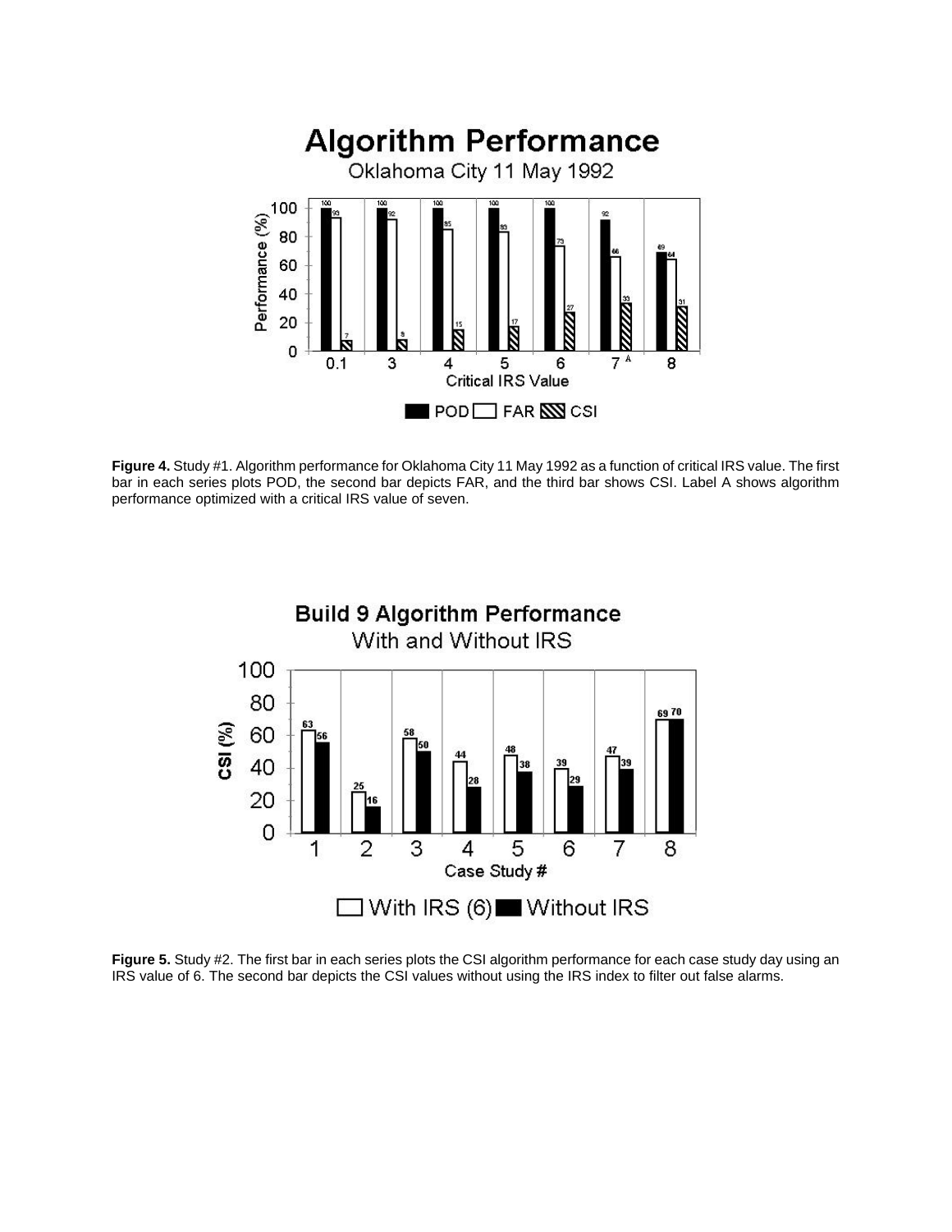**Figure 4.** Study #1. Algorithm performance for Oklahoma City 11 May 1992 as a function of critical IRS value. The first bar in each series plots POD, the second bar depicts FAR, and the third bar shows CSI. Label A shows algorithm performance optimized with a critical IRS value of seven.

**Figure 5.** Study #2. The first bar in each series plots the CSI algorithm performance for each case study day using an IRS value of 6. The second bar depicts the CSI values without using the IRS index to filter out false alarms.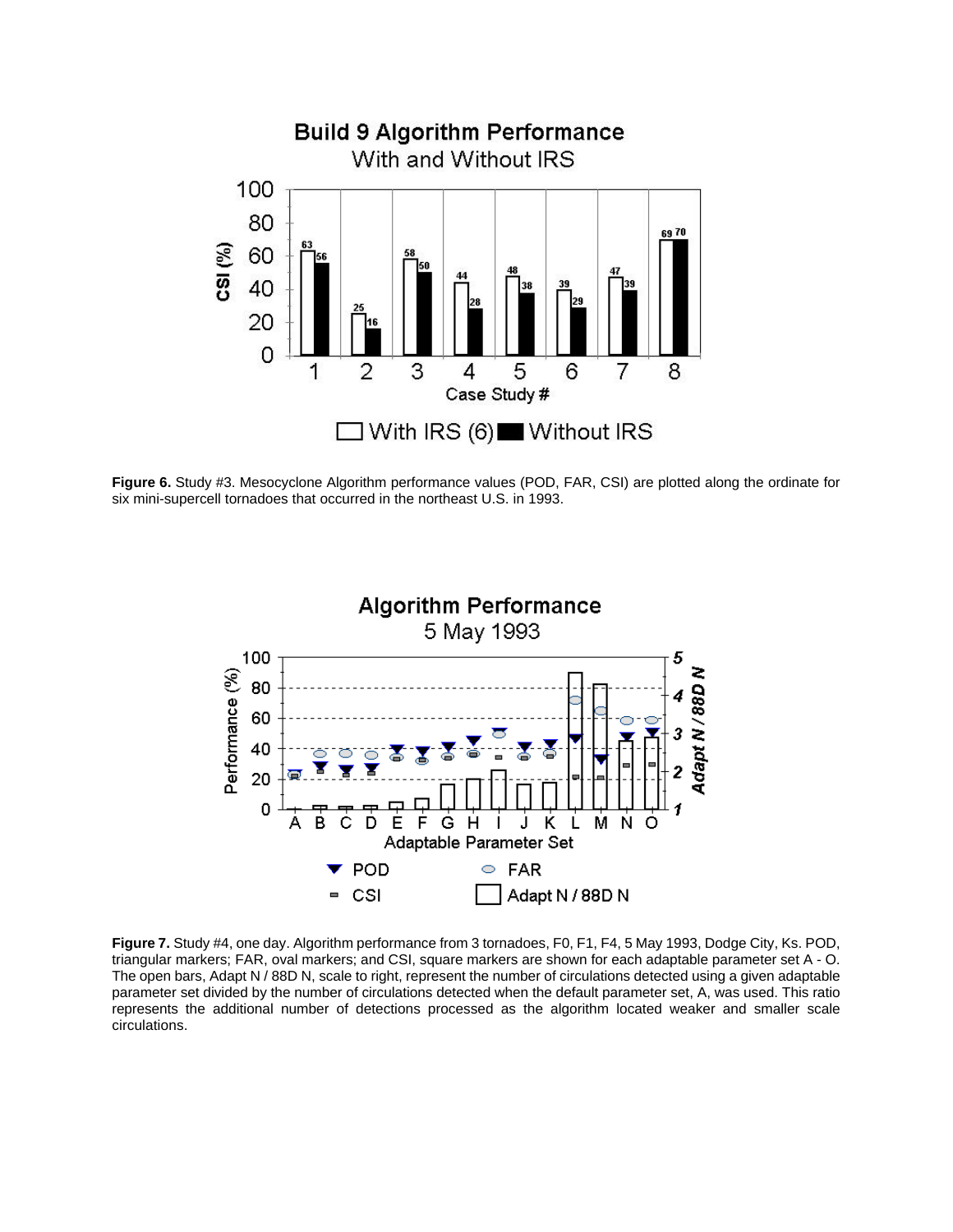**Figure 6.** Study #3. Mesocyclone Algorithm performance values (POD, FAR, CSI) are plotted along the ordinate for six mini-supercell tornadoes that occurred in the northeast U.S. in 1993.

**Figure 7.** Study #4, one day. Algorithm performance from 3 tornadoes, F0, F1, F4, 5 May 1993, Dodge City, Ks. POD, triangular markers; FAR, oval markers; and CSI, square markers are shown for each adaptable parameter set A - O. The open bars, Adapt N / 88D N, scale to right, represent the number of circulations detected using a given adaptable parameter set divided by the number of circulations detected when the default parameter set, A, was used. This ratio represents the additional number of detections processed as the algorithm located weaker and smaller scale circulations.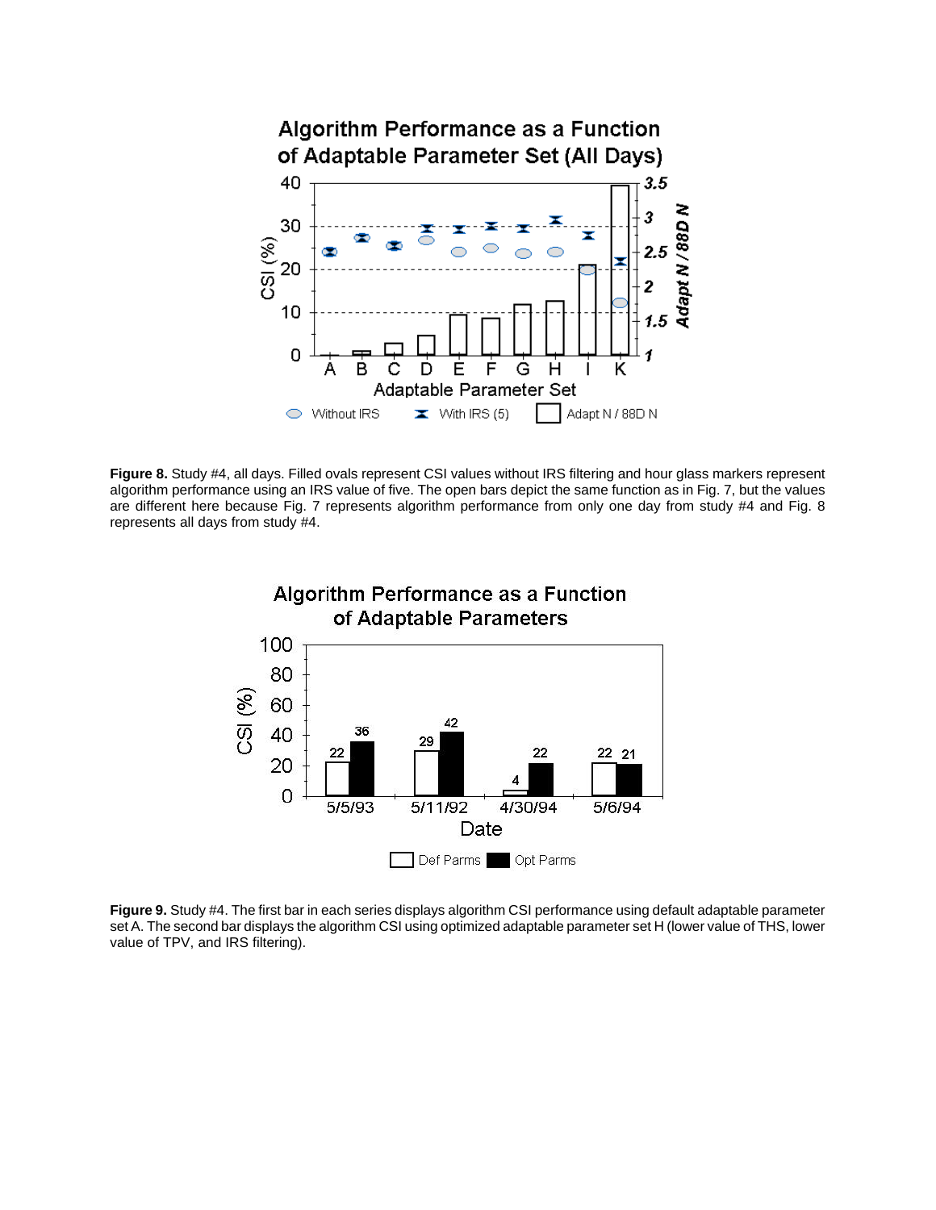**Figure 8.** Study #4, all days. Filled ovals represent CSI values without IRS filtering and hour glass markers represent algorithm performance using an IRS value of five. The open bars depict the same function as in Fig. 7, but the values are different here because Fig. 7 represents algorithm performance from only one day from study #4 and Fig. 8 represents all days from study #4.

**Figure 9.** Study #4. The first bar in each series displays algorithm CSI performance using default adaptable parameter set A. The second bar displays the algorithm CSI using optimized adaptable parameter set H (lower value of THS, lower value of TPV, and IRS filtering).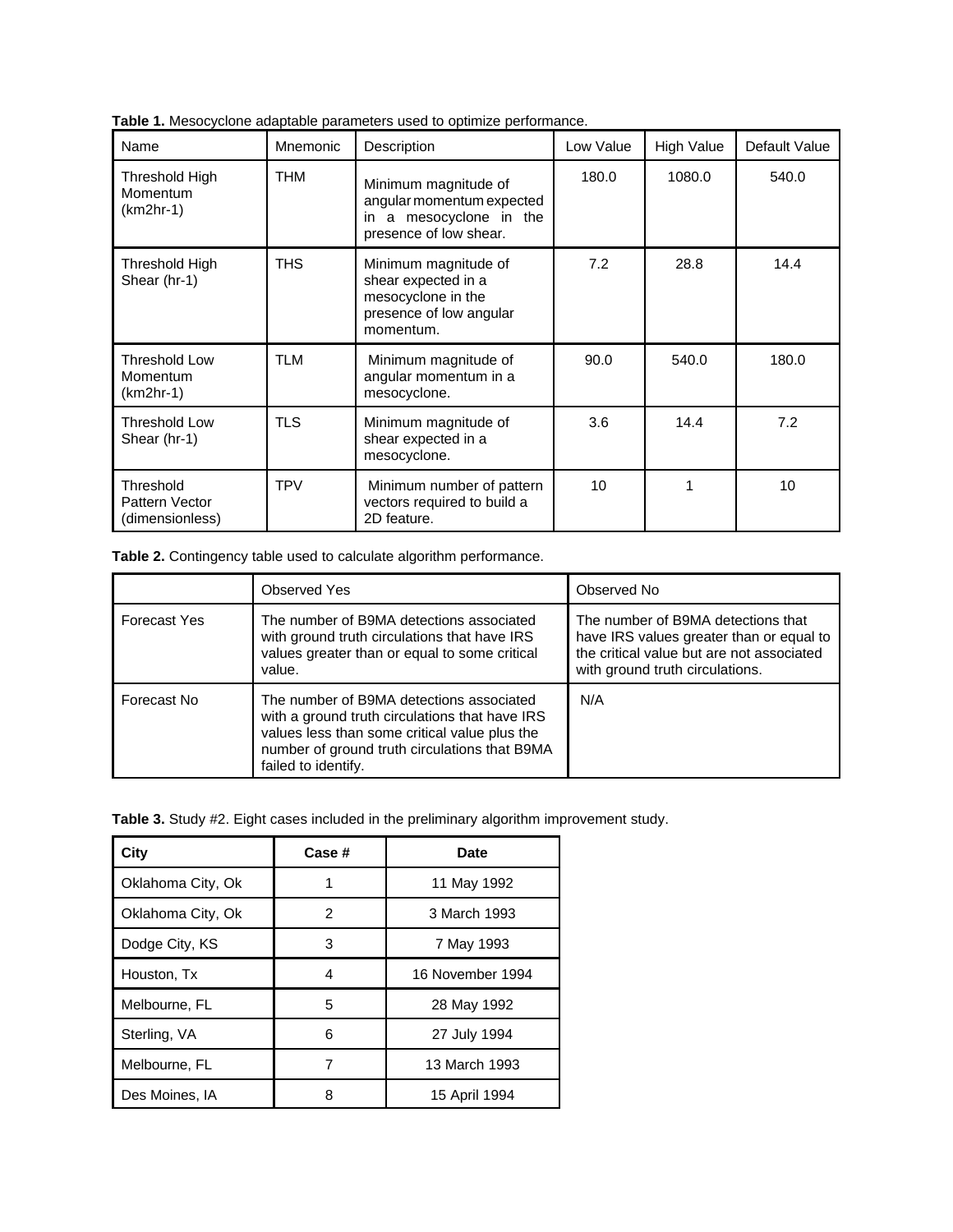**Table 1.** Mesocyclone adaptable parameters used to optimize performance.

| Name | Mnemonic | Description | Low Value | High Value | Default Value |
|---|---|---|---|---|---|
| Threshold High Momentum (km2hr-1) | THM | Minimum magnitude of angular momentum expected in a mesocyclone in the presence of low shear. | 180.0 | 1080.0 | 540.0 |
| Threshold High Shear (hr-1) | THS | Minimum magnitude of shear expected in a mesocyclone in the presence of low angular momentum. | 7.2 | 28.8 | 14.4 |
| Threshold Low Momentum (km2hr-1) | TLM | Minimum magnitude of angular momentum in a mesocyclone. | 90.0 | 540.0 | 180.0 |
| Threshold Low Shear (hr-1) | TLS | Minimum magnitude of shear expected in a mesocyclone. | 3.6 | 14.4 | 7.2 |
| Threshold Pattern Vector (dimensionless) | TPV | Minimum number of pattern vectors required to build a 2D feature. | 10 | 1 | 10 |

**Table 2.** Contingency table used to calculate algorithm performance.

| | Observed Yes | Observed No |
|---|---|---|
| Forecast Yes | The number of B9MA detections associated with ground truth circulations that have IRS values greater than or equal to some critical value. | The number of B9MA detections that have IRS values greater than or equal to the critical value but are not associated with ground truth circulations. |
| Forecast No | The number of B9MA detections associated with a ground truth circulations that have IRS values less than some critical value plus the number of ground truth circulations that B9MA failed to identify. | N/A |

**Table 3.** Study #2. Eight cases included in the preliminary algorithm improvement study.

| City | Case # | Date |
|---|---|---|
| Oklahoma City, Ok | 1 | 11 May 1992 |
| Oklahoma City, Ok | 2 | 3 March 1993 |
| Dodge City, KS | 3 | 7 May 1993 |
| Houston, Tx | 4 | 16 November 1994 |
| Melbourne, FL | 5 | 28 May 1992 |
| Sterling, VA | 6 | 27 July 1994 |
| Melbourne, FL | 7 | 13 March 1993 |
| Des Moines, IA | 8 | 15 April 1994 |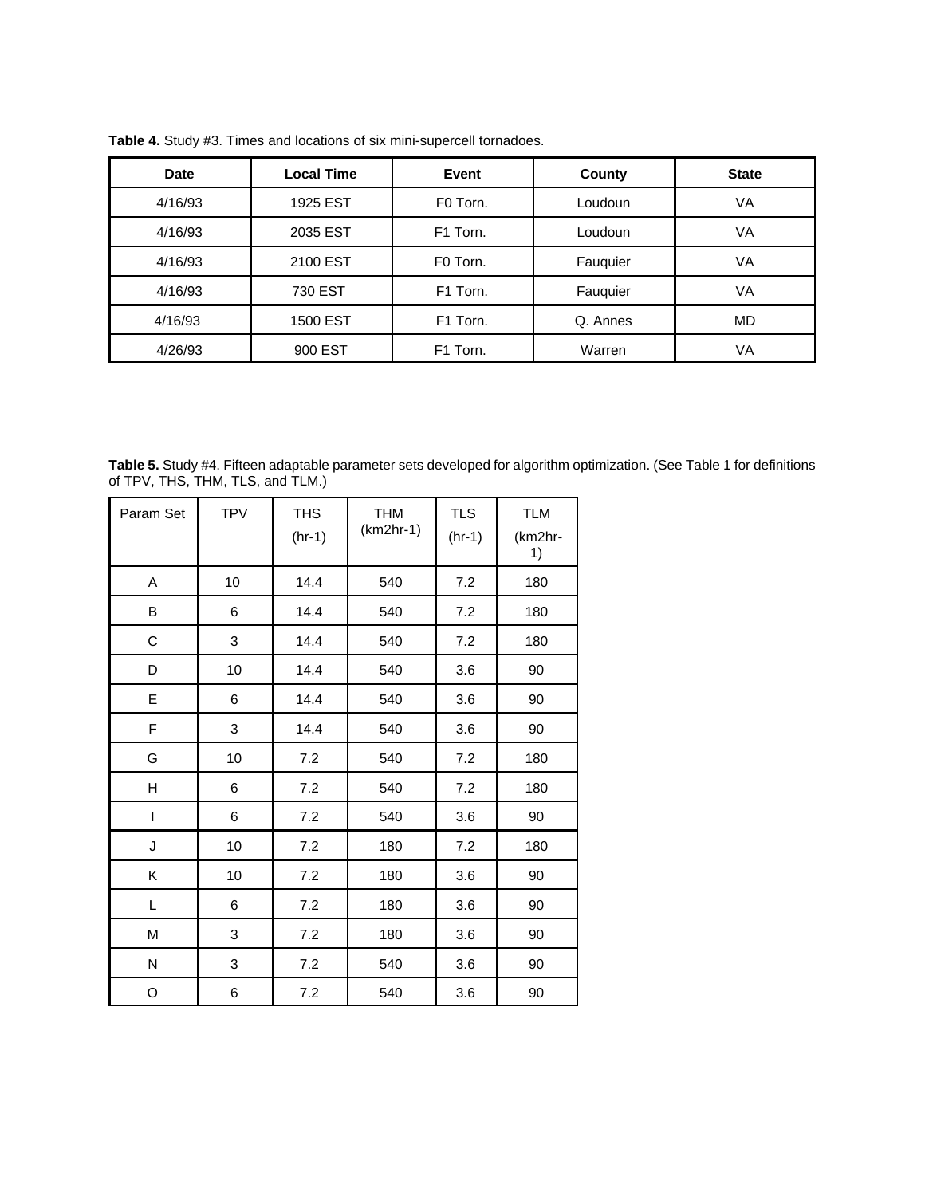**Table 4.** Study #3. Times and locations of six mini-supercell tornadoes.

| Date | Local Time | Event | County | State |
|---|---|---|---|---|
| 4/16/93 | 1925 EST | F0 Torn. | Loudoun | VA |
| 4/16/93 | 2035 EST | F1 Torn. | Loudoun | VA |
| 4/16/93 | 2100 EST | F0 Torn. | Fauquier | VA |
| 4/16/93 | 730 EST | F1 Torn. | Fauquier | VA |
| 4/16/93 | 1500 EST | F1 Torn. | Q. Annes | MD |
| 4/26/93 | 900 EST | F1 Torn. | Warren | VA |

**Table 5.** Study #4. Fifteen adaptable parameter sets developed for algorithm optimization. (See Table 1 for definitions of TPV, THS, THM, TLS, and TLM.)

| Param Set | TPV | THS (hr-1) | THM (km2hr-1) | TLS (hr-1) | TLM (km2hr-1) |
|---|---|---|---|---|---|
| A | 10 | 14.4 | 540 | 7.2 | 180 |
| B | 6 | 14.4 | 540 | 7.2 | 180 |
| C | 3 | 14.4 | 540 | 7.2 | 180 |
| D | 10 | 14.4 | 540 | 3.6 | 90 |
| E | 6 | 14.4 | 540 | 3.6 | 90 |
| F | 3 | 14.4 | 540 | 3.6 | 90 |
| G | 10 | 7.2 | 540 | 7.2 | 180 |
| H | 6 | 7.2 | 540 | 7.2 | 180 |
| I | 6 | 7.2 | 540 | 3.6 | 90 |
| J | 10 | 7.2 | 180 | 7.2 | 180 |
| K | 10 | 7.2 | 180 | 3.6 | 90 |
| L | 6 | 7.2 | 180 | 3.6 | 90 |
| M | 3 | 7.2 | 180 | 3.6 | 90 |
| N | 3 | 7.2 | 540 | 3.6 | 90 |
| O | 6 | 7.2 | 540 | 3.6 | 90 |